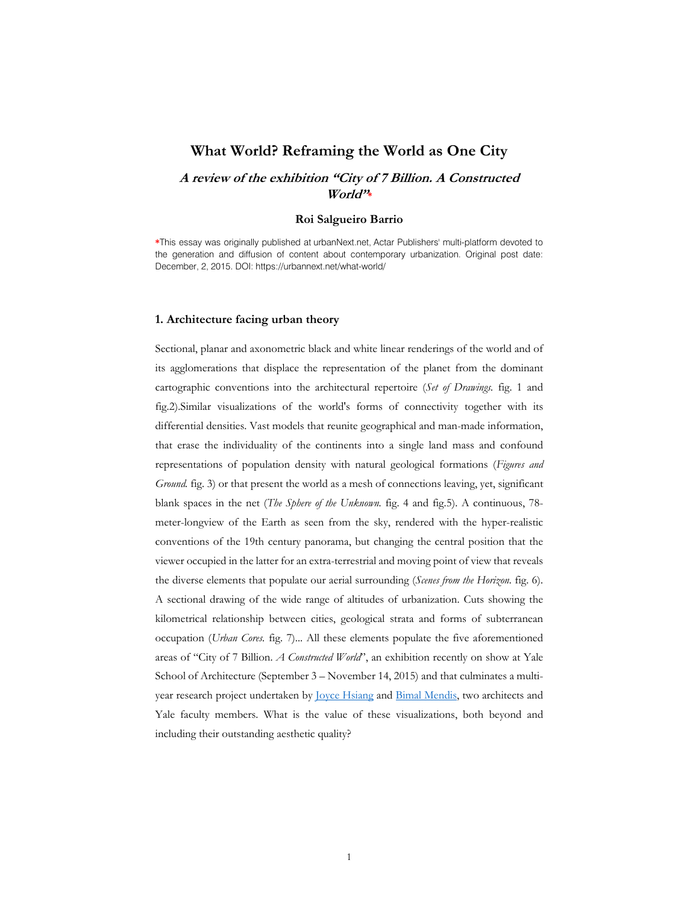# What World? Reframing the World as One City

## *A review of the exhibition "City of 7 Billion. A Constructed World"**

### Roi Salgueiro Barrio

*This essay was originally published at urbanNext.net, Actar Publishers' multi-platform devoted to the generation and diffusion of content about contemporary urbanization. Original post date: December, 2, 2015. DOI: https://urbannext.net/what-world/

## 1. Architecture facing urban theory

Sectional, planar and axonometric black and white linear renderings of the world and of its agglomerations that displace the representation of the planet from the dominant cartographic conventions into the architectural repertoire (*Set of Drawings.* fig. 1 and fig.2).Similar visualizations of the world's forms of connectivity together with its differential densities. Vast models that reunite geographical and man-made information, that erase the individuality of the continents into a single land mass and confound representations of population density with natural geological formations (*Figures and Ground.* fig. 3) or that present the world as a mesh of connections leaving, yet, significant blank spaces in the net (*The Sphere of the Unknown.* fig. 4 and fig.5). A continuous, 78-meter-longview of the Earth as seen from the sky, rendered with the hyper-realistic conventions of the 19th century panorama, but changing the central position that the viewer occupied in the latter for an extra-terrestrial and moving point of view that reveals the diverse elements that populate our aerial surrounding (*Scenes from the Horizon.* fig. 6). A sectional drawing of the wide range of altitudes of urbanization. Cuts showing the kilometrical relationship between cities, geological strata and forms of subterranean occupation (*Urban Cores.* fig. 7)... All these elements populate the five aforementioned areas of "City of 7 Billion. *A Constructed World*", an exhibition recently on show at Yale School of Architecture (September 3 – November 14, 2015) and that culminates a multi-year research project undertaken by Joyce Hsiang and Bimal Mendis, two architects and Yale faculty members. What is the value of these visualizations, both beyond and including their outstanding aesthetic quality?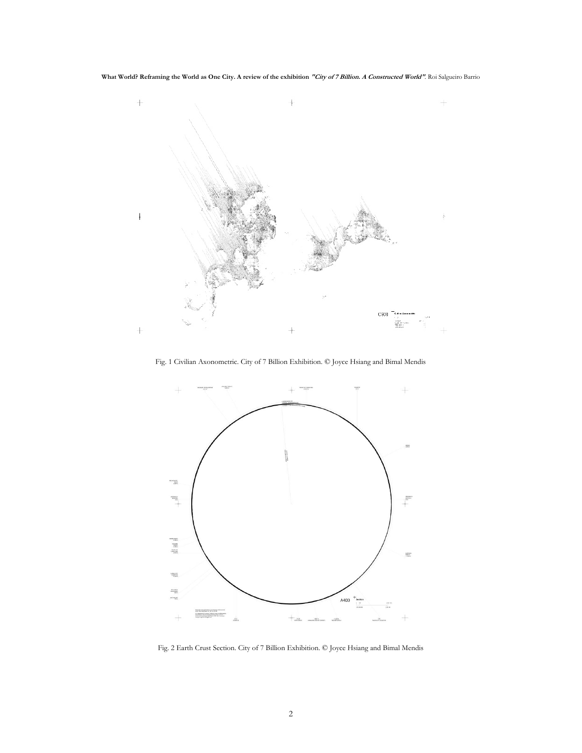Fig. 1 Civilian Axonometric. City of 7 Billion Exhibition. © Joyce Hsiang and Bimal Mendis

Fig. 2 Earth Crust Section. City of 7 Billion Exhibition. © Joyce Hsiang and Bimal Mendis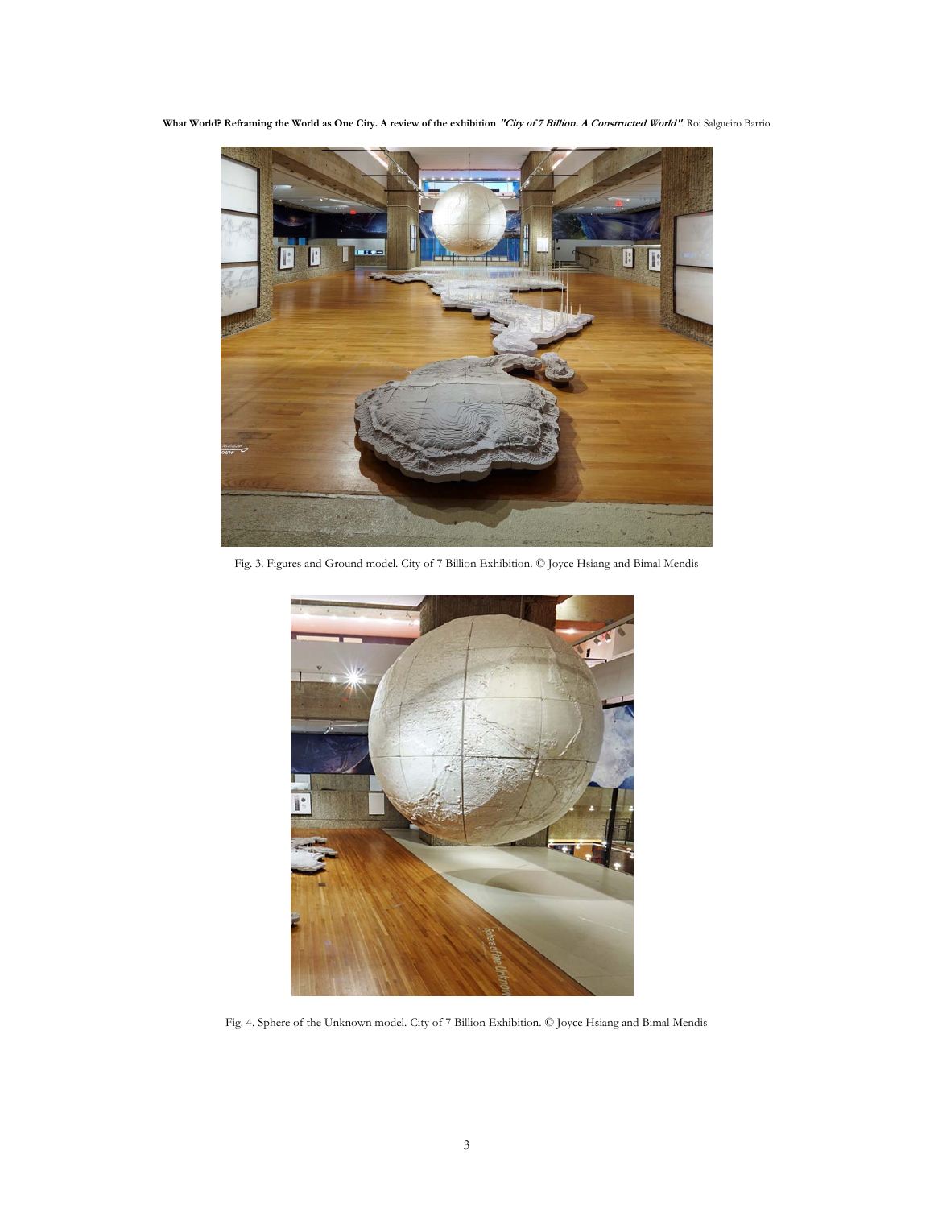Fig. 3. Figures and Ground model. City of 7 Billion Exhibition. © Joyce Hsiang and Bimal Mendis

Fig. 4. Sphere of the Unknown model. City of 7 Billion Exhibition. © Joyce Hsiang and Bimal Mendis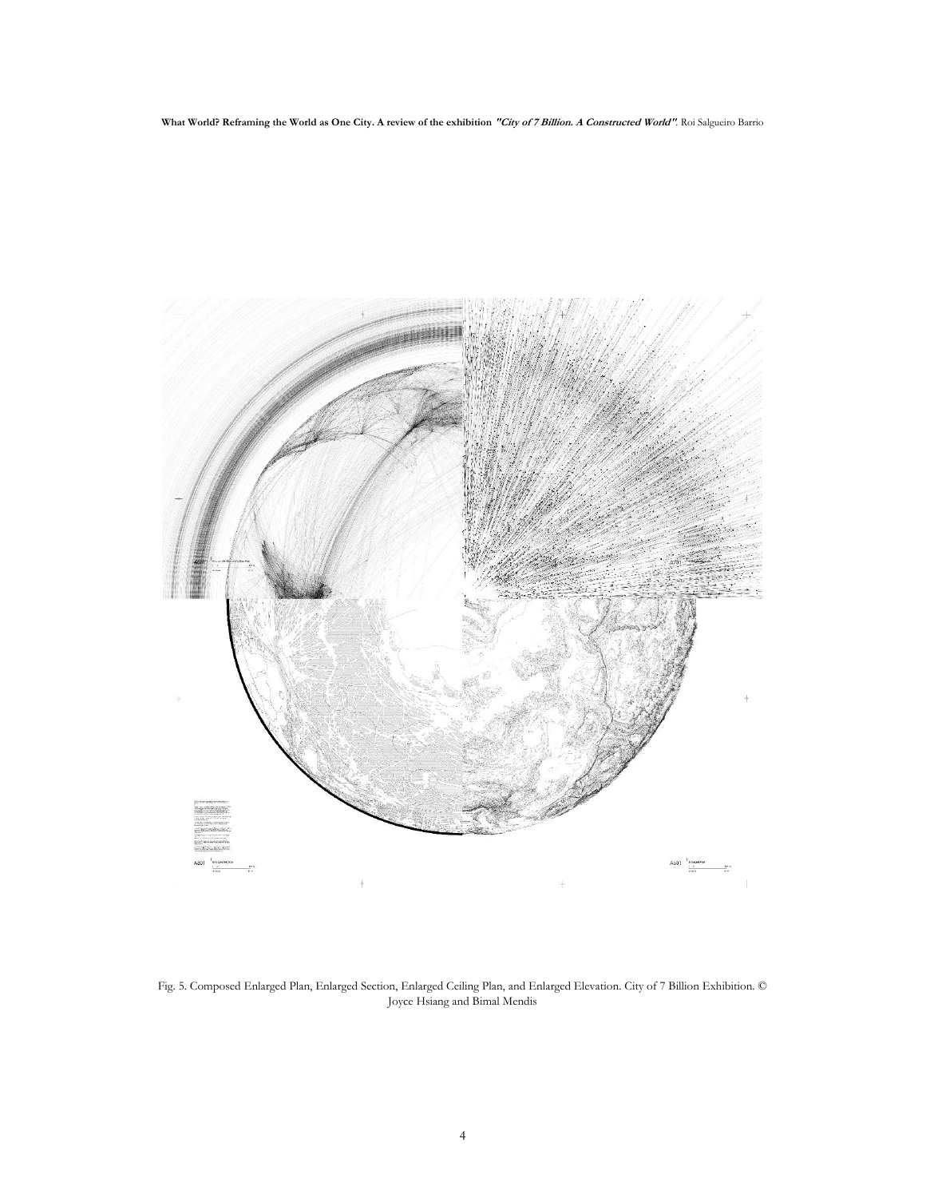Fig. 5. Composed Enlarged Plan, Enlarged Section, Enlarged Ceiling Plan, and Enlarged Elevation. City of 7 Billion Exhibition. © Joyce Hsiang and Bimal Mendis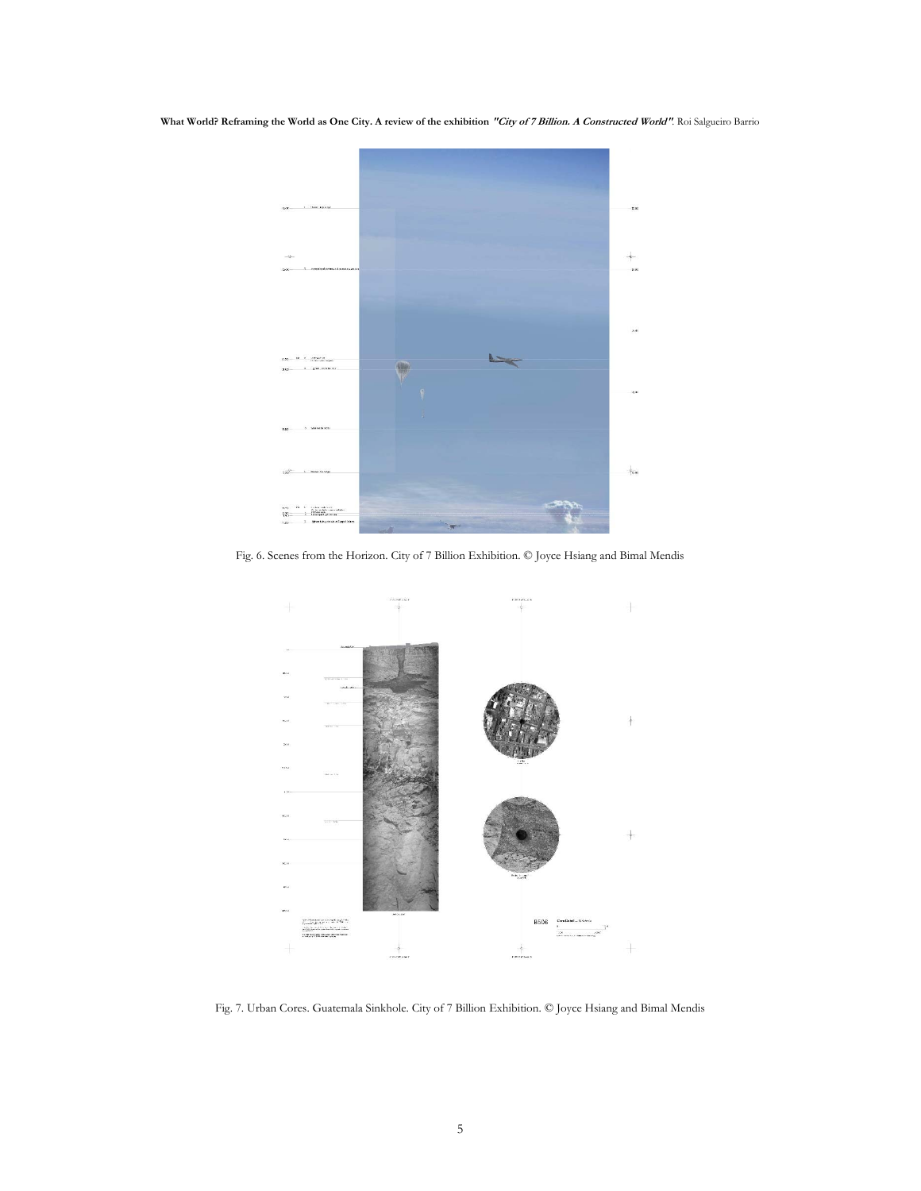Fig. 6. Scenes from the Horizon. City of 7 Billion Exhibition. © Joyce Hsiang and Bimal Mendis

Fig. 7. Urban Cores. Guatemala Sinkhole. City of 7 Billion Exhibition. © Joyce Hsiang and Bimal Mendis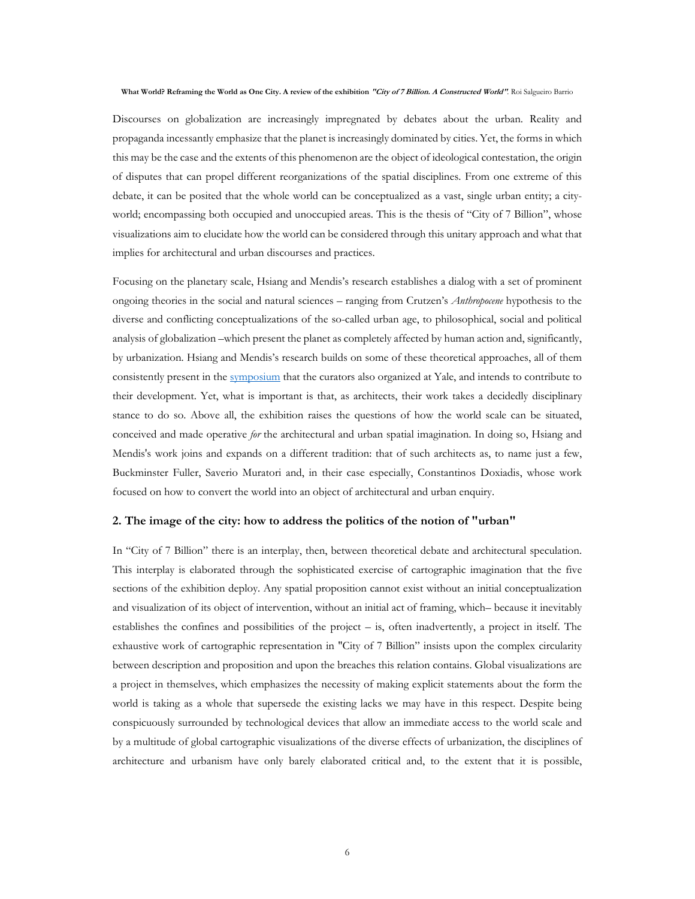Discourses on globalization are increasingly impregnated by debates about the urban. Reality and propaganda incessantly emphasize that the planet is increasingly dominated by cities. Yet, the forms in which this may be the case and the extents of this phenomenon are the object of ideological contestation, the origin of disputes that can propel different reorganizations of the spatial disciplines. From one extreme of this debate, it can be posited that the whole world can be conceptualized as a vast, single urban entity; a city-world; encompassing both occupied and unoccupied areas. This is the thesis of "City of 7 Billion", whose visualizations aim to elucidate how the world can be considered through this unitary approach and what that implies for architectural and urban discourses and practices.

Focusing on the planetary scale, Hsiang and Mendis's research establishes a dialog with a set of prominent ongoing theories in the social and natural sciences – ranging from Crutzen's *Anthropocene* hypothesis to the diverse and conflicting conceptualizations of the so-called urban age, to philosophical, social and political analysis of globalization –which present the planet as completely affected by human action and, significantly, by urbanization. Hsiang and Mendis's research builds on some of these theoretical approaches, all of them consistently present in the symposium that the curators also organized at Yale, and intends to contribute to their development. Yet, what is important is that, as architects, their work takes a decidedly disciplinary stance to do so. Above all, the exhibition raises the questions of how the world scale can be situated, conceived and made operative *for* the architectural and urban spatial imagination. In doing so, Hsiang and Mendis's work joins and expands on a different tradition: that of such architects as, to name just a few, Buckminster Fuller, Saverio Muratori and, in their case especially, Constantinos Doxiadis, whose work focused on how to convert the world into an object of architectural and urban enquiry.

## 2. The image of the city: how to address the politics of the notion of "urban"

In "City of 7 Billion" there is an interplay, then, between theoretical debate and architectural speculation. This interplay is elaborated through the sophisticated exercise of cartographic imagination that the five sections of the exhibition deploy. Any spatial proposition cannot exist without an initial conceptualization and visualization of its object of intervention, without an initial act of framing, which– because it inevitably establishes the confines and possibilities of the project – is, often inadvertently, a project in itself. The exhaustive work of cartographic representation in "City of 7 Billion" insists upon the complex circularity between description and proposition and upon the breaches this relation contains. Global visualizations are a project in themselves, which emphasizes the necessity of making explicit statements about the form the world is taking as a whole that supersede the existing lacks we may have in this respect. Despite being conspicuously surrounded by technological devices that allow an immediate access to the world scale and by a multitude of global cartographic visualizations of the diverse effects of urbanization, the disciplines of architecture and urbanism have only barely elaborated critical and, to the extent that it is possible,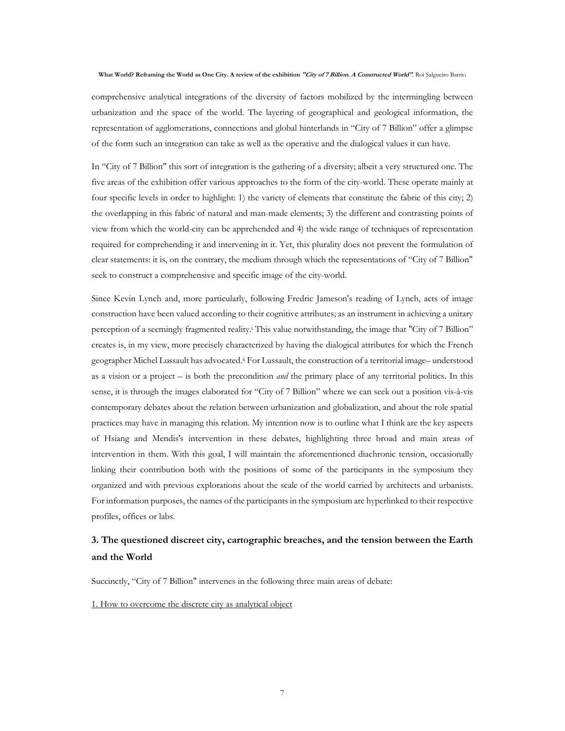comprehensive analytical integrations of the diversity of factors mobilized by the intermingling between urbanization and the space of the world. The layering of geographical and geological information, the representation of agglomerations, connections and global hinterlands in "City of 7 Billion" offer a glimpse of the form such an integration can take as well as the operative and the dialogical values it can have.

In "City of 7 Billion" this sort of integration is the gathering of a diversity; albeit a very structured one. The five areas of the exhibition offer various approaches to the form of the city-world. These operate mainly at four specific levels in order to highlight: 1) the variety of elements that constitute the fabric of this city; 2) the overlapping in this fabric of natural and man-made elements; 3) the different and contrasting points of view from which the world-city can be apprehended and 4) the wide range of techniques of representation required for comprehending it and intervening in it. Yet, this plurality does not prevent the formulation of clear statements: it is, on the contrary, the medium through which the representations of "City of 7 Billion" seek to construct a comprehensive and specific image of the city-world.

Since Kevin Lynch and, more particularly, following Fredric Jameson's reading of Lynch, acts of image construction have been valued according to their cognitive attributes; as an instrument in achieving a unitary perception of a seemingly fragmented reality.[i] This value notwithstanding, the image that "City of 7 Billion" creates is, in my view, more precisely characterized by having the dialogical attributes for which the French geographer Michel Lussault has advocated.[ii] For Lussault, the construction of a territorial image– understood as a vision or a project – is both the precondition *and* the primary place of any territorial politics. In this sense, it is through the images elaborated for "City of 7 Billion" where we can seek out a position vis-à-vis contemporary debates about the relation between urbanization and globalization, and about the role spatial practices may have in managing this relation. My intention now is to outline what I think are the key aspects of Hsiang and Mendis's intervention in these debates, highlighting three broad and main areas of intervention in them. With this goal, I will maintain the aforementioned diachronic tension, occasionally linking their contribution both with the positions of some of the participants in the symposium they organized and with previous explorations about the scale of the world carried by architects and urbanists. For information purposes, the names of the participants in the symposium are hyperlinked to their respective profiles, offices or labs.

## 3. The questioned discreet city, cartographic breaches, and the tension between the Earth and the World

Succinctly, "City of 7 Billion" intervenes in the following three main areas of debate:

<u>1. How to overcome the discrete city as analytical object</u>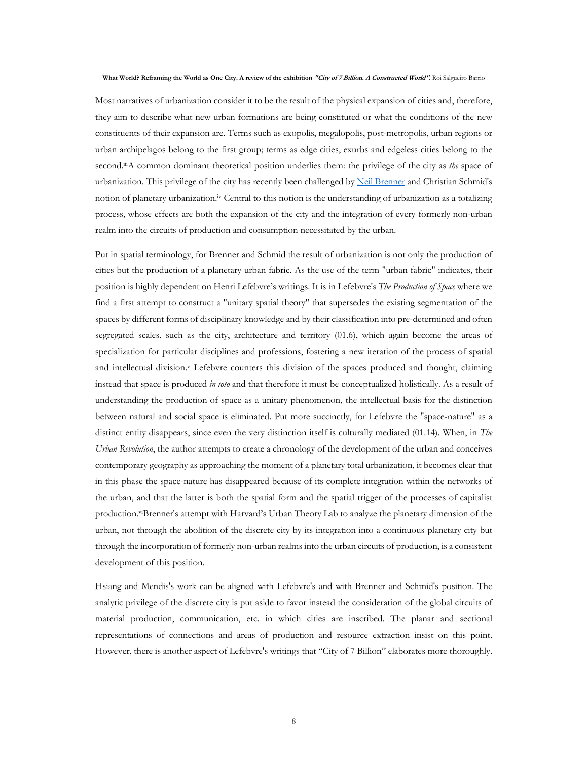Most narratives of urbanization consider it to be the result of the physical expansion of cities and, therefore, they aim to describe what new urban formations are being constituted or what the conditions of the new constituents of their expansion are. Terms such as exopolis, megalopolis, post-metropolis, urban regions or urban archipelagos belong to the first group; terms as edge cities, exurbs and edgeless cities belong to the second.[iii] A common dominant theoretical position underlies them: the privilege of the city as *the* space of urbanization. This privilege of the city has recently been challenged by [Neil Brenner] and Christian Schmid's notion of planetary urbanization.[iv] Central to this notion is the understanding of urbanization as a totalizing process, whose effects are both the expansion of the city and the integration of every formerly non-urban realm into the circuits of production and consumption necessitated by the urban.

Put in spatial terminology, for Brenner and Schmid the result of urbanization is not only the production of cities but the production of a planetary urban fabric. As the use of the term "urban fabric" indicates, their position is highly dependent on Henri Lefebvre's writings. It is in Lefebvre's *The Production of Space* where we find a first attempt to construct a "unitary spatial theory" that supersedes the existing segmentation of the spaces by different forms of disciplinary knowledge and by their classification into pre-determined and often segregated scales, such as the city, architecture and territory (01.6), which again become the areas of specialization for particular disciplines and professions, fostering a new iteration of the process of spatial and intellectual division.[v] Lefebvre counters this division of the spaces produced and thought, claiming instead that space is produced *in toto* and that therefore it must be conceptualized holistically. As a result of understanding the production of space as a unitary phenomenon, the intellectual basis for the distinction between natural and social space is eliminated. Put more succinctly, for Lefebvre the "space-nature" as a distinct entity disappears, since even the very distinction itself is culturally mediated (01.14). When, in *The Urban Revolution*, the author attempts to create a chronology of the development of the urban and conceives contemporary geography as approaching the moment of a planetary total urbanization, it becomes clear that in this phase the space-nature has disappeared because of its complete integration within the networks of the urban, and that the latter is both the spatial form and the spatial trigger of the processes of capitalist production.[vi] Brenner's attempt with Harvard's Urban Theory Lab to analyze the planetary dimension of the urban, not through the abolition of the discrete city by its integration into a continuous planetary city but through the incorporation of formerly non-urban realms into the urban circuits of production, is a consistent development of this position.

Hsiang and Mendis's work can be aligned with Lefebvre's and with Brenner and Schmid's position. The analytic privilege of the discrete city is put aside to favor instead the consideration of the global circuits of material production, communication, etc. in which cities are inscribed. The planar and sectional representations of connections and areas of production and resource extraction insist on this point. However, there is another aspect of Lefebvre's writings that "City of 7 Billion" elaborates more thoroughly.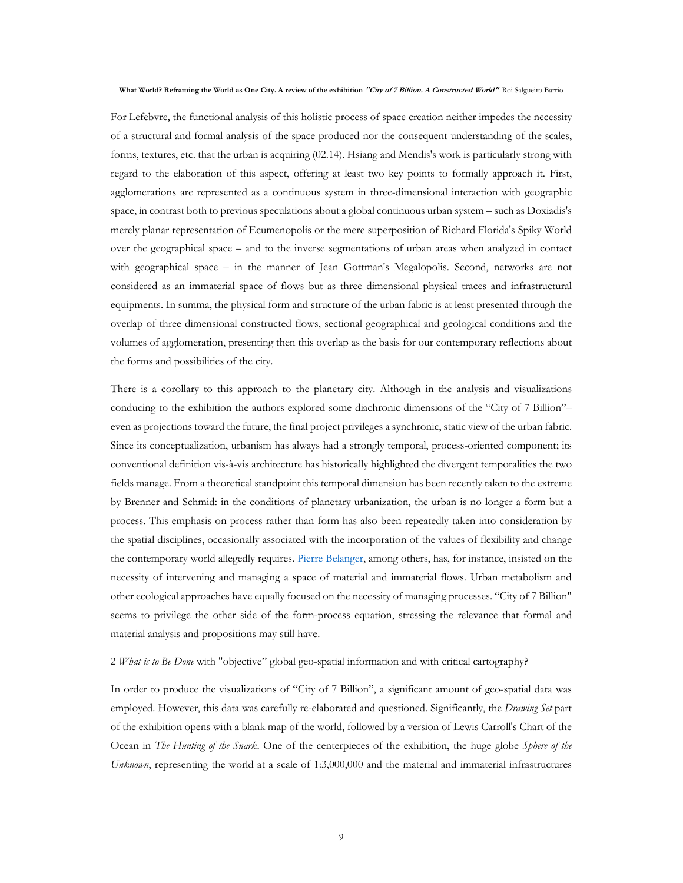For Lefebvre, the functional analysis of this holistic process of space creation neither impedes the necessity of a structural and formal analysis of the space produced nor the consequent understanding of the scales, forms, textures, etc. that the urban is acquiring (02.14). Hsiang and Mendis's work is particularly strong with regard to the elaboration of this aspect, offering at least two key points to formally approach it. First, agglomerations are represented as a continuous system in three-dimensional interaction with geographic space, in contrast both to previous speculations about a global continuous urban system – such as Doxiadis's merely planar representation of Ecumenopolis or the mere superposition of Richard Florida's Spiky World over the geographical space – and to the inverse segmentations of urban areas when analyzed in contact with geographical space – in the manner of Jean Gottman's Megalopolis. Second, networks are not considered as an immaterial space of flows but as three dimensional physical traces and infrastructural equipments. In summa, the physical form and structure of the urban fabric is at least presented through the overlap of three dimensional constructed flows, sectional geographical and geological conditions and the volumes of agglomeration, presenting then this overlap as the basis for our contemporary reflections about the forms and possibilities of the city.

There is a corollary to this approach to the planetary city. Although in the analysis and visualizations conducing to the exhibition the authors explored some diachronic dimensions of the "City of 7 Billion"– even as projections toward the future, the final project privileges a synchronic, static view of the urban fabric. Since its conceptualization, urbanism has always had a strongly temporal, process-oriented component; its conventional definition vis-à-vis architecture has historically highlighted the divergent temporalities the two fields manage. From a theoretical standpoint this temporal dimension has been recently taken to the extreme by Brenner and Schmid: in the conditions of planetary urbanization, the urban is no longer a form but a process. This emphasis on process rather than form has also been repeatedly taken into consideration by the spatial disciplines, occasionally associated with the incorporation of the values of flexibility and change the contemporary world allegedly requires. [Pierre Belanger](), among others, has, for instance, insisted on the necessity of intervening and managing a space of material and immaterial flows. Urban metabolism and other ecological approaches have equally focused on the necessity of managing processes. "City of 7 Billion" seems to privilege the other side of the form-process equation, stressing the relevance that formal and material analysis and propositions may still have.

## 2 *What is to Be Done* with "objective" global geo-spatial information and with critical cartography?

In order to produce the visualizations of "City of 7 Billion", a significant amount of geo-spatial data was employed. However, this data was carefully re-elaborated and questioned. Significantly, the *Drawing Set* part of the exhibition opens with a blank map of the world, followed by a version of Lewis Carroll's Chart of the Ocean in *The Hunting of the Snark*. One of the centerpieces of the exhibition, the huge globe *Sphere of the Unknown*, representing the world at a scale of 1:3,000,000 and the material and immaterial infrastructures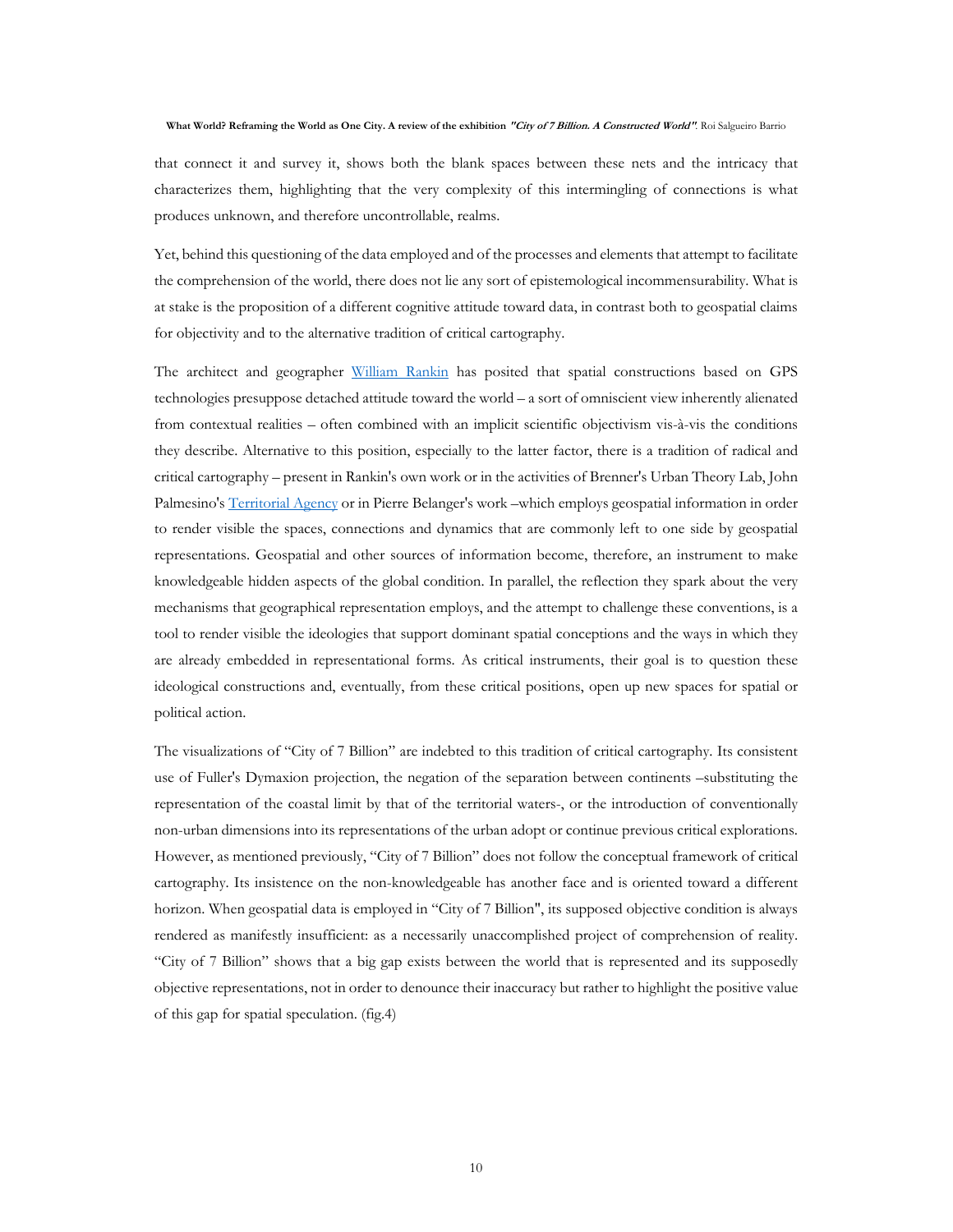that connect it and survey it, shows both the blank spaces between these nets and the intricacy that characterizes them, highlighting that the very complexity of this intermingling of connections is what produces unknown, and therefore uncontrollable, realms.

Yet, behind this questioning of the data employed and of the processes and elements that attempt to facilitate the comprehension of the world, there does not lie any sort of epistemological incommensurability. What is at stake is the proposition of a different cognitive attitude toward data, in contrast both to geospatial claims for objectivity and to the alternative tradition of critical cartography.

The architect and geographer William Rankin has posited that spatial constructions based on GPS technologies presuppose detached attitude toward the world – a sort of omniscient view inherently alienated from contextual realities – often combined with an implicit scientific objectivism vis-à-vis the conditions they describe. Alternative to this position, especially to the latter factor, there is a tradition of radical and critical cartography – present in Rankin's own work or in the activities of Brenner's Urban Theory Lab, John Palmesino's Territorial Agency or in Pierre Belanger's work –which employs geospatial information in order to render visible the spaces, connections and dynamics that are commonly left to one side by geospatial representations. Geospatial and other sources of information become, therefore, an instrument to make knowledgeable hidden aspects of the global condition. In parallel, the reflection they spark about the very mechanisms that geographical representation employs, and the attempt to challenge these conventions, is a tool to render visible the ideologies that support dominant spatial conceptions and the ways in which they are already embedded in representational forms. As critical instruments, their goal is to question these ideological constructions and, eventually, from these critical positions, open up new spaces for spatial or political action.

The visualizations of "City of 7 Billion" are indebted to this tradition of critical cartography. Its consistent use of Fuller's Dymaxion projection, the negation of the separation between continents –substituting the representation of the coastal limit by that of the territorial waters-, or the introduction of conventionally non-urban dimensions into its representations of the urban adopt or continue previous critical explorations. However, as mentioned previously, "City of 7 Billion" does not follow the conceptual framework of critical cartography. Its insistence on the non-knowledgeable has another face and is oriented toward a different horizon. When geospatial data is employed in "City of 7 Billion", its supposed objective condition is always rendered as manifestly insufficient: as a necessarily unaccomplished project of comprehension of reality. "City of 7 Billion" shows that a big gap exists between the world that is represented and its supposedly objective representations, not in order to denounce their inaccuracy but rather to highlight the positive value of this gap for spatial speculation. (fig.4)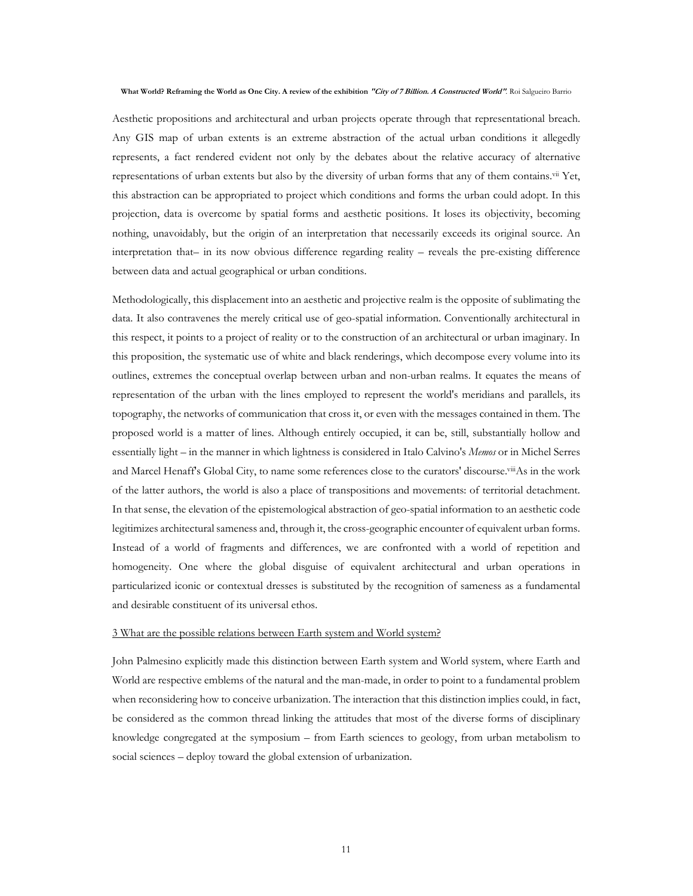Aesthetic propositions and architectural and urban projects operate through that representational breach. Any GIS map of urban extents is an extreme abstraction of the actual urban conditions it allegedly represents, a fact rendered evident not only by the debates about the relative accuracy of alternative representations of urban extents but also by the diversity of urban forms that any of them contains.[vii] Yet, this abstraction can be appropriated to project which conditions and forms the urban could adopt. In this projection, data is overcome by spatial forms and aesthetic positions. It loses its objectivity, becoming nothing, unavoidably, but the origin of an interpretation that necessarily exceeds its original source. An interpretation that– in its now obvious difference regarding reality – reveals the pre-existing difference between data and actual geographical or urban conditions.

Methodologically, this displacement into an aesthetic and projective realm is the opposite of sublimating the data. It also contravenes the merely critical use of geo-spatial information. Conventionally architectural in this respect, it points to a project of reality or to the construction of an architectural or urban imaginary. In this proposition, the systematic use of white and black renderings, which decompose every volume into its outlines, extremes the conceptual overlap between urban and non-urban realms. It equates the means of representation of the urban with the lines employed to represent the world's meridians and parallels, its topography, the networks of communication that cross it, or even with the messages contained in them. The proposed world is a matter of lines. Although entirely occupied, it can be, still, substantially hollow and essentially light – in the manner in which lightness is considered in Italo Calvino's *Memos* or in Michel Serres and Marcel Henaff's Global City, to name some references close to the curators' discourse.[viii]As in the work of the latter authors, the world is also a place of transpositions and movements: of territorial detachment. In that sense, the elevation of the epistemological abstraction of geo-spatial information to an aesthetic code legitimizes architectural sameness and, through it, the cross-geographic encounter of equivalent urban forms. Instead of a world of fragments and differences, we are confronted with a world of repetition and homogeneity. One where the global disguise of equivalent architectural and urban operations in particularized iconic or contextual dresses is substituted by the recognition of sameness as a fundamental and desirable constituent of its universal ethos.

## 3 What are the possible relations between Earth system and World system?

John Palmesino explicitly made this distinction between Earth system and World system, where Earth and World are respective emblems of the natural and the man-made, in order to point to a fundamental problem when reconsidering how to conceive urbanization. The interaction that this distinction implies could, in fact, be considered as the common thread linking the attitudes that most of the diverse forms of disciplinary knowledge congregated at the symposium – from Earth sciences to geology, from urban metabolism to social sciences – deploy toward the global extension of urbanization.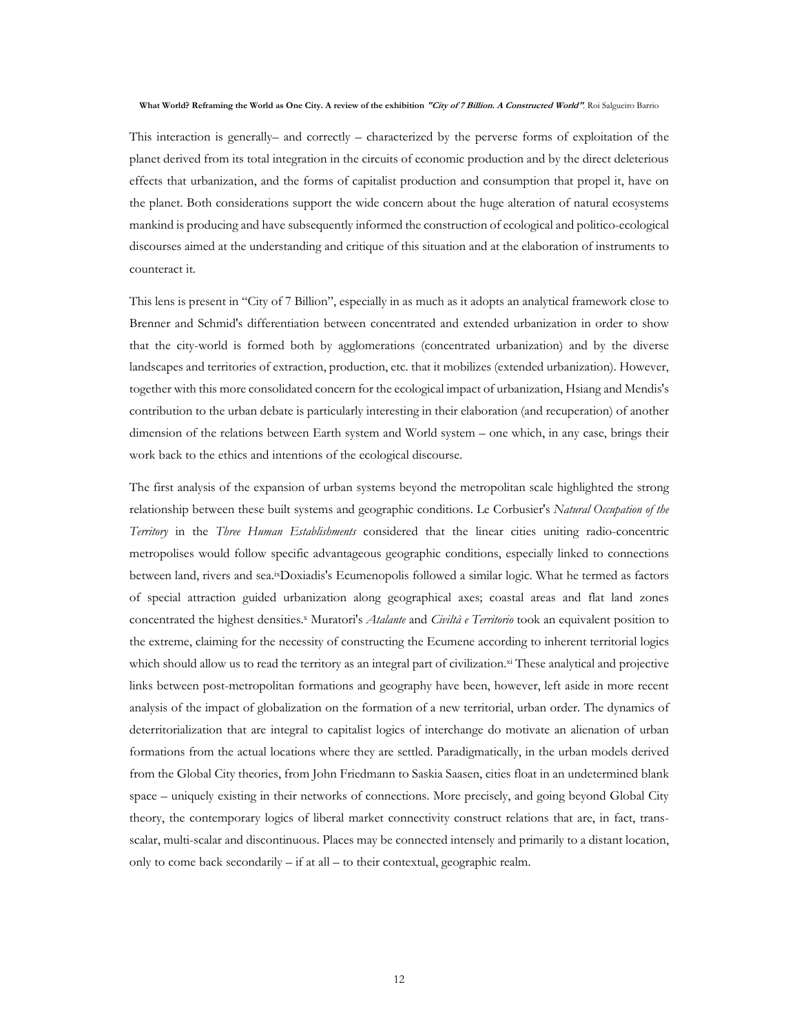This interaction is generally– and correctly – characterized by the perverse forms of exploitation of the planet derived from its total integration in the circuits of economic production and by the direct deleterious effects that urbanization, and the forms of capitalist production and consumption that propel it, have on the planet. Both considerations support the wide concern about the huge alteration of natural ecosystems mankind is producing and have subsequently informed the construction of ecological and politico-ecological discourses aimed at the understanding and critique of this situation and at the elaboration of instruments to counteract it.

This lens is present in "City of 7 Billion", especially in as much as it adopts an analytical framework close to Brenner and Schmid's differentiation between concentrated and extended urbanization in order to show that the city-world is formed both by agglomerations (concentrated urbanization) and by the diverse landscapes and territories of extraction, production, etc. that it mobilizes (extended urbanization). However, together with this more consolidated concern for the ecological impact of urbanization, Hsiang and Mendis's contribution to the urban debate is particularly interesting in their elaboration (and recuperation) of another dimension of the relations between Earth system and World system – one which, in any case, brings their work back to the ethics and intentions of the ecological discourse.

The first analysis of the expansion of urban systems beyond the metropolitan scale highlighted the strong relationship between these built systems and geographic conditions. Le Corbusier's *Natural Occupation of the Territory* in the *Three Human Establishments* considered that the linear cities uniting radio-concentric metropolises would follow specific advantageous geographic conditions, especially linked to connections between land, rivers and sea.[ix] Doxiadis's Ecumenopolis followed a similar logic. What he termed as factors of special attraction guided urbanization along geographical axes; coastal areas and flat land zones concentrated the highest densities.[x] Muratori's *Atalante* and *Civiltà e Territorio* took an equivalent position to the extreme, claiming for the necessity of constructing the Ecumene according to inherent territorial logics which should allow us to read the territory as an integral part of civilization.[xi] These analytical and projective links between post-metropolitan formations and geography have been, however, left aside in more recent analysis of the impact of globalization on the formation of a new territorial, urban order. The dynamics of deterritorialization that are integral to capitalist logics of interchange do motivate an alienation of urban formations from the actual locations where they are settled. Paradigmatically, in the urban models derived from the Global City theories, from John Friedmann to Saskia Saasen, cities float in an undetermined blank space – uniquely existing in their networks of connections. More precisely, and going beyond Global City theory, the contemporary logics of liberal market connectivity construct relations that are, in fact, trans-scalar, multi-scalar and discontinuous. Places may be connected intensely and primarily to a distant location, only to come back secondarily – if at all – to their contextual, geographic realm.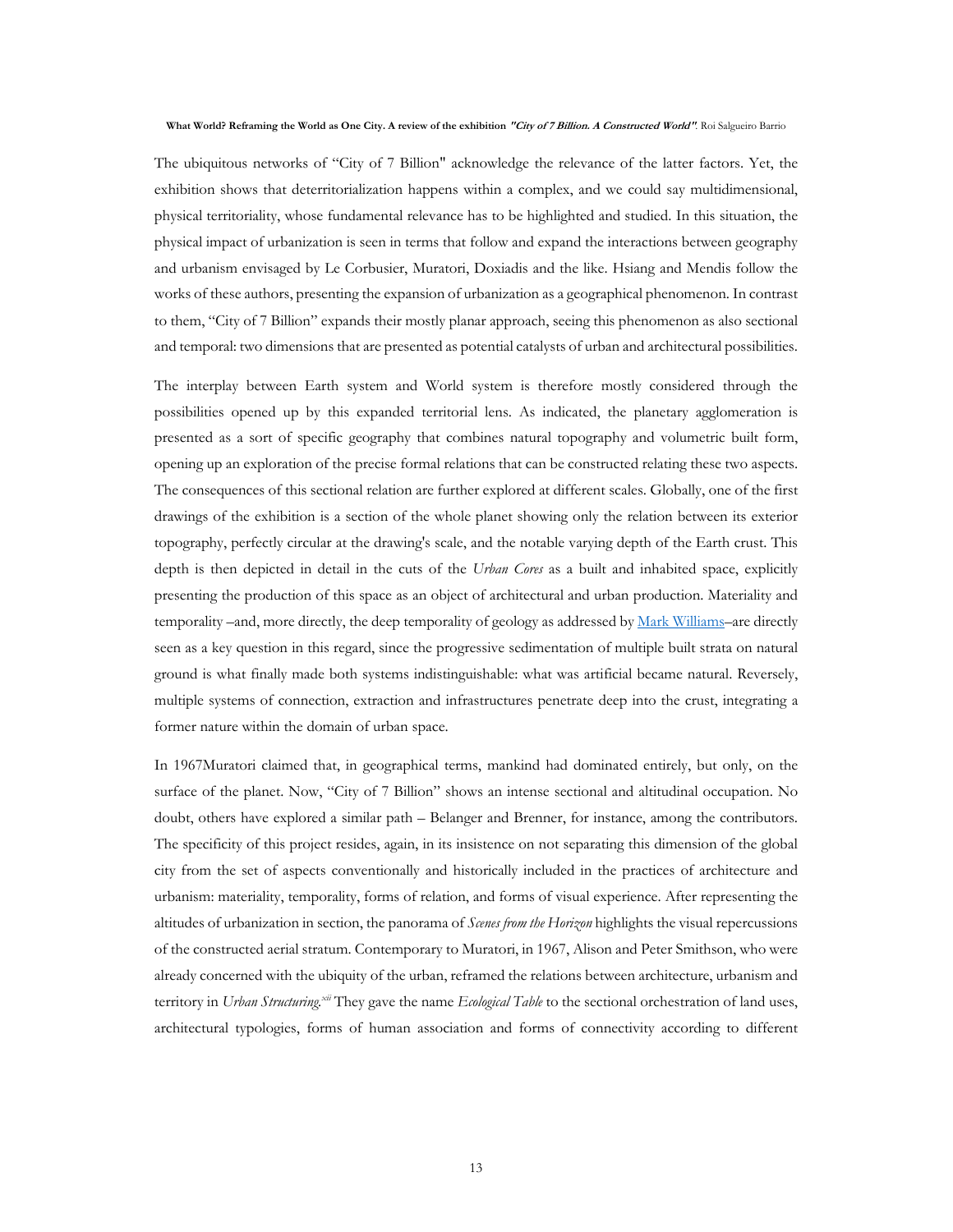The ubiquitous networks of "City of 7 Billion" acknowledge the relevance of the latter factors. Yet, the exhibition shows that deterritorialization happens within a complex, and we could say multidimensional, physical territoriality, whose fundamental relevance has to be highlighted and studied. In this situation, the physical impact of urbanization is seen in terms that follow and expand the interactions between geography and urbanism envisaged by Le Corbusier, Muratori, Doxiadis and the like. Hsiang and Mendis follow the works of these authors, presenting the expansion of urbanization as a geographical phenomenon. In contrast to them, "City of 7 Billion" expands their mostly planar approach, seeing this phenomenon as also sectional and temporal: two dimensions that are presented as potential catalysts of urban and architectural possibilities.

The interplay between Earth system and World system is therefore mostly considered through the possibilities opened up by this expanded territorial lens. As indicated, the planetary agglomeration is presented as a sort of specific geography that combines natural topography and volumetric built form, opening up an exploration of the precise formal relations that can be constructed relating these two aspects. The consequences of this sectional relation are further explored at different scales. Globally, one of the first drawings of the exhibition is a section of the whole planet showing only the relation between its exterior topography, perfectly circular at the drawing's scale, and the notable varying depth of the Earth crust. This depth is then depicted in detail in the cuts of the *Urban Cores* as a built and inhabited space, explicitly presenting the production of this space as an object of architectural and urban production. Materiality and temporality –and, more directly, the deep temporality of geology as addressed by [Mark Williams]–are directly seen as a key question in this regard, since the progressive sedimentation of multiple built strata on natural ground is what finally made both systems indistinguishable: what was artificial became natural. Reversely, multiple systems of connection, extraction and infrastructures penetrate deep into the crust, integrating a former nature within the domain of urban space.

In 1967Muratori claimed that, in geographical terms, mankind had dominated entirely, but only, on the surface of the planet. Now, "City of 7 Billion" shows an intense sectional and altitudinal occupation. No doubt, others have explored a similar path – Belanger and Brenner, for instance, among the contributors. The specificity of this project resides, again, in its insistence on not separating this dimension of the global city from the set of aspects conventionally and historically included in the practices of architecture and urbanism: materiality, temporality, forms of relation, and forms of visual experience. After representing the altitudes of urbanization in section, the panorama of *Scenes from the Horizon* highlights the visual repercussions of the constructed aerial stratum. Contemporary to Muratori, in 1967, Alison and Peter Smithson, who were already concerned with the ubiquity of the urban, reframed the relations between architecture, urbanism and territory in *Urban Structuring.*[xii] They gave the name *Ecological Table* to the sectional orchestration of land uses, architectural typologies, forms of human association and forms of connectivity according to different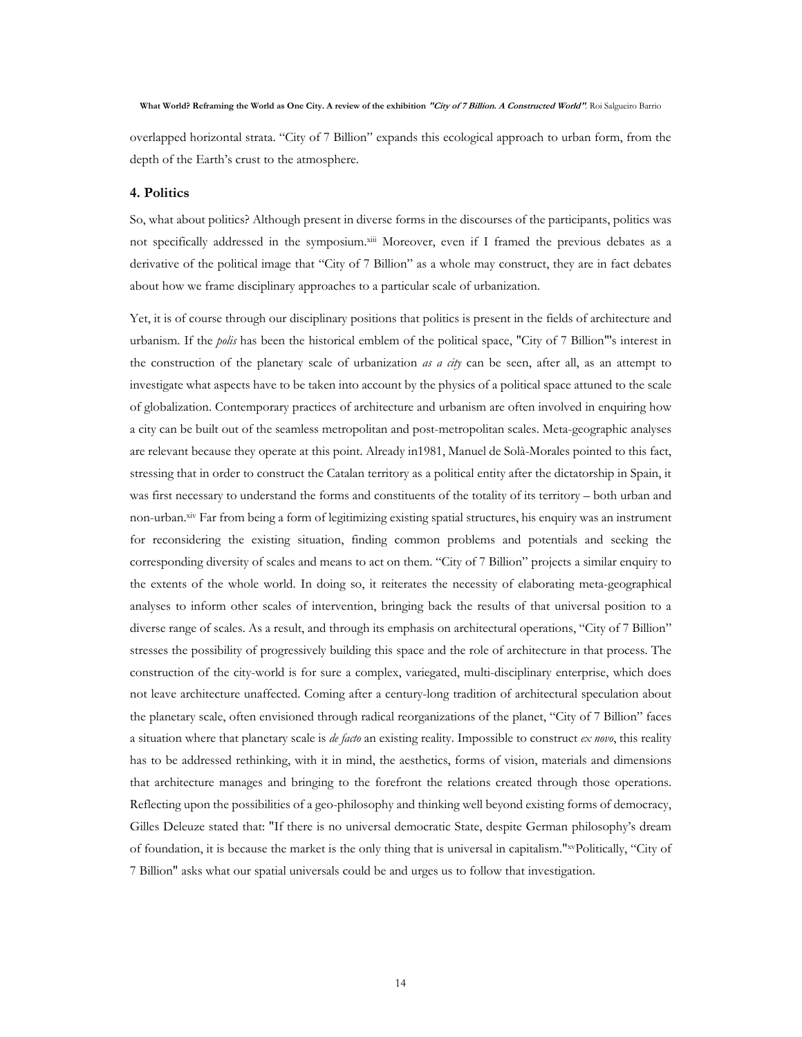overlapped horizontal strata. “City of 7 Billion” expands this ecological approach to urban form, from the depth of the Earth’s crust to the atmosphere.

## 4. Politics

So, what about politics? Although present in diverse forms in the discourses of the participants, politics was not specifically addressed in the symposium.[xiii] Moreover, even if I framed the previous debates as a derivative of the political image that “City of 7 Billion” as a whole may construct, they are in fact debates about how we frame disciplinary approaches to a particular scale of urbanization.

Yet, it is of course through our disciplinary positions that politics is present in the fields of architecture and urbanism. If the *polis* has been the historical emblem of the political space, "City of 7 Billion"'s interest in the construction of the planetary scale of urbanization *as a city* can be seen, after all, as an attempt to investigate what aspects have to be taken into account by the physics of a political space attuned to the scale of globalization. Contemporary practices of architecture and urbanism are often involved in enquiring how a city can be built out of the seamless metropolitan and post-metropolitan scales. Meta-geographic analyses are relevant because they operate at this point. Already in1981, Manuel de Solà-Morales pointed to this fact, stressing that in order to construct the Catalan territory as a political entity after the dictatorship in Spain, it was first necessary to understand the forms and constituents of the totality of its territory – both urban and non-urban.[xiv] Far from being a form of legitimizing existing spatial structures, his enquiry was an instrument for reconsidering the existing situation, finding common problems and potentials and seeking the corresponding diversity of scales and means to act on them. “City of 7 Billion” projects a similar enquiry to the extents of the whole world. In doing so, it reiterates the necessity of elaborating meta-geographical analyses to inform other scales of intervention, bringing back the results of that universal position to a diverse range of scales. As a result, and through its emphasis on architectural operations, “City of 7 Billion” stresses the possibility of progressively building this space and the role of architecture in that process. The construction of the city-world is for sure a complex, variegated, multi-disciplinary enterprise, which does not leave architecture unaffected. Coming after a century-long tradition of architectural speculation about the planetary scale, often envisioned through radical reorganizations of the planet, “City of 7 Billion” faces a situation where that planetary scale is *de facto* an existing reality. Impossible to construct *ex novo*, this reality has to be addressed rethinking, with it in mind, the aesthetics, forms of vision, materials and dimensions that architecture manages and bringing to the forefront the relations created through those operations. Reflecting upon the possibilities of a geo-philosophy and thinking well beyond existing forms of democracy, Gilles Deleuze stated that: "If there is no universal democratic State, despite German philosophy’s dream of foundation, it is because the market is the only thing that is universal in capitalism."[xv] Politically, “City of 7 Billion" asks what our spatial universals could be and urges us to follow that investigation.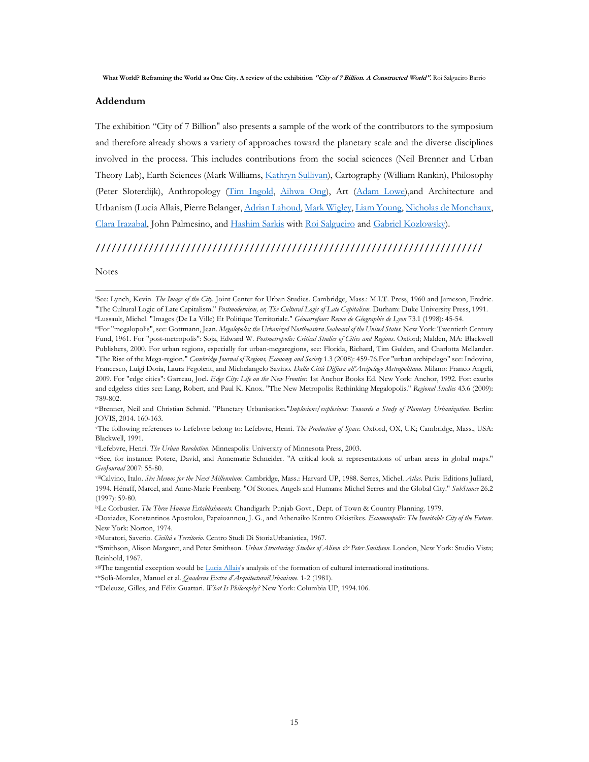## Addendum

The exhibition "City of 7 Billion" also presents a sample of the work of the contributors to the symposium and therefore already shows a variety of approaches toward the planetary scale and the diverse disciplines involved in the process. This includes contributions from the social sciences (Neil Brenner and Urban Theory Lab), Earth Sciences (Mark Williams, Kathryn Sullivan), Cartography (William Rankin), Philosophy (Peter Sloterdijk), Anthropology (Tim Ingold, Aihwa Ong), Art (Adam Lowe),and Architecture and Urbanism (Lucia Allais, Pierre Belanger, Adrian Lahoud, Mark Wigley, Liam Young, Nicholas de Monchaux, Clara Irazabal, John Palmesino, and Hashim Sarkis with Roi Salgueiro and Gabriel Kozlowsky).

//////////////////////////////////////////////////////////////////////

Notes

[i]See: Lynch, Kevin. *The Image of the City.* Joint Center for Urban Studies. Cambridge, Mass.: M.I.T. Press, 1960 and Jameson, Fredric. "The Cultural Logic of Late Capitalism." *Postmodernism, or, The Cultural Logic of Late Capitalism*. Durham: Duke University Press, 1991.

[ii]Lussault, Michel. "Images (De La Ville) Et Politique Territoriale." *Géocarrefour: Revue de Géographie de Lyon* 73.1 (1998): 45-54.

[iii]For "megalopolis", see: Gottmann, Jean. *Megalopolis; the Urbanized Northeastern Seaboard of the United States.* New York: Twentieth Century Fund, 1961. For "post-metropolis": Soja, Edward W. *Postmetropolis: Critical Studies of Cities and Regions.* Oxford; Malden, MA: Blackwell Publishers, 2000. For urban regions, especially for urban-megaregions, see: Florida, Richard, Tim Gulden, and Charlotta Mellander. "The Rise of the Mega-region." *Cambridge Journal of Regions, Economy and Society* 1.3 (2008): 459-76.For "urban archipelago" see: Indovina, Francesco, Luigi Doria, Laura Fegolent, and Michelangelo Savino. *Dalla Città Diffusa all'Arcipelago Metropolitano.* Milano: Franco Angeli, 2009. For "edge cities": Garreau, Joel. *Edge City: Life on the New Frontier.* 1st Anchor Books Ed. New York: Anchor, 1992. For: exurbs and edgeless cities see: Lang, Robert, and Paul K. Knox. "The New Metropolis: Rethinking Megalopolis." *Regional Studies* 43.6 (2009): 789-802.

[iv]Brenner, Neil and Christian Schmid. "Planetary Urbanisation."*Implosions/explosions: Towards a Study of Planetary Urbanization*. Berlin: JOVIS, 2014. 160-163.

[v]The following references to Lefebvre belong to: Lefebvre, Henri. *The Production of Space.* Oxford, OX, UK; Cambridge, Mass., USA: Blackwell, 1991.

[vi]Lefebvre, Henri. *The Urban Revolution.* Minneapolis: University of Minnesota Press, 2003.

[vii]See, for instance: Potere, David, and Annemarie Schneider. "A critical look at representations of urban areas in global maps." *GeoJournal* 2007: 55-80.

[viii]Calvino, Italo. *Six Memos for the Next Millennium.* Cambridge, Mass.: Harvard UP, 1988. Serres, Michel. *Atlas.* Paris: Editions Julliard, 1994. Hénaff, Marcel, and Anne-Marie Feenberg. "Of Stones, Angels and Humans: Michel Serres and the Global City." *SubStance* 26.2 (1997): 59-80.

[ix]Le Corbusier. *The Three Human Establishments.* Chandigarh: Punjab Govt., Dept. of Town & Country Planning. 1979.

[x]Doxiades, Konstantinos Apostolou, Papaioannou, J. G., and Athenaiko Kentro Oikistikes. *Ecumenopolis: The Inevitable City of the Future.* New York: Norton, 1974.

[xi]Muratori, Saverio. *Civiltà e Territorio.* Centro Studi Di StoriaUrbanistica, 1967.

[xii]Smithson, Alison Margaret, and Peter Smithson. *Urban Structuring: Studies of Alison & Peter Smithson.* London, New York: Studio Vista; Reinhold, 1967.

[xiii]The tangential exception would be Lucia Allais's analysis of the formation of cultural international institutions.

[xiv]Solà-Morales, Manuel et al. *Quaderns Extra d'ArquitecturaiUrbanisme.* 1-2 (1981).

[xv]Deleuze, Gilles, and Félix Guattari. *What Is Philosophy?* New York: Columbia UP, 1994.106.